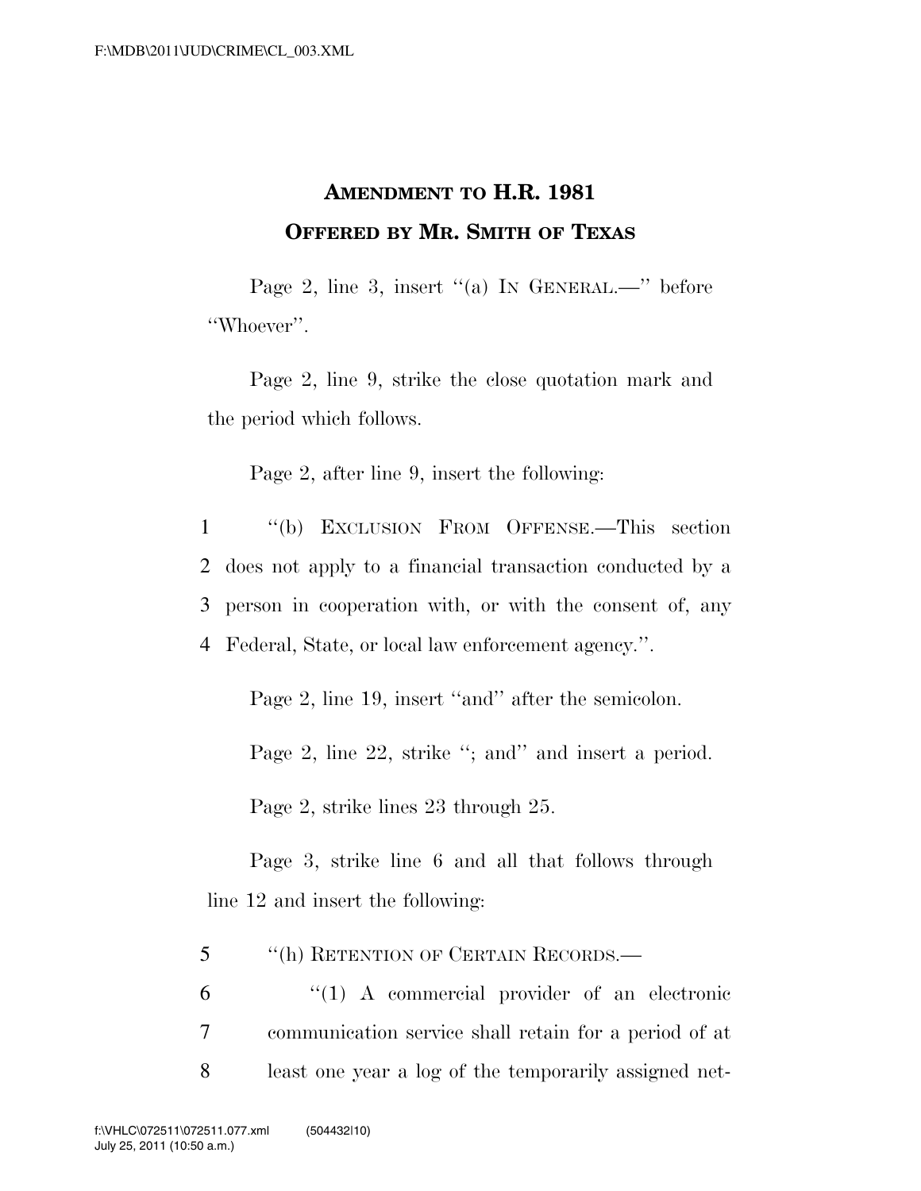## AMENDMENT TO H.R. 1981
## OFFERED BY MR. SMITH OF TEXAS

Page 2, line 3, insert ''(a) IN GENERAL.—'' before ''Whoever''.

Page 2, line 9, strike the close quotation mark and the period which follows.

Page 2, after line 9, insert the following:

1 ''(b) EXCLUSION FROM OFFENSE.—This section
2 does not apply to a financial transaction conducted by a
3 person in cooperation with, or with the consent of, any
4 Federal, State, or local law enforcement agency.''.

Page 2, line 19, insert ''and'' after the semicolon.

Page 2, line 22, strike ''; and'' and insert a period.

Page 2, strike lines 23 through 25.

Page 3, strike line 6 and all that follows through line 12 and insert the following:

5 ''(h) RETENTION OF CERTAIN RECORDS.—
6 ''(1) A commercial provider of an electronic
7 communication service shall retain for a period of at
8 least one year a log of the temporarily assigned net-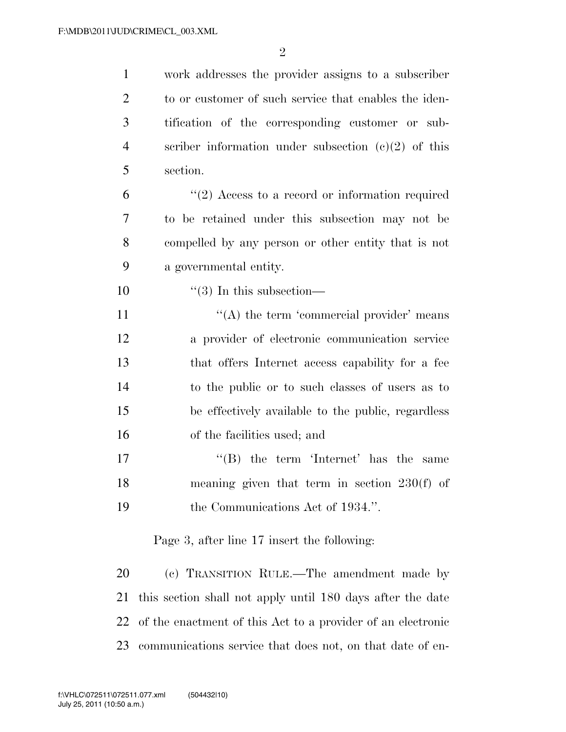work addresses the provider assigns to a subscriber to or customer of such service that enables the identification of the corresponding customer or subscriber information under subsection (c)(2) of this section.

"(2) Access to a record or information required to be retained under this subsection may not be compelled by any person or other entity that is not a governmental entity.

"(3) In this subsection—

"(A) the term 'commercial provider' means a provider of electronic communication service that offers Internet access capability for a fee to the public or to such classes of users as to be effectively available to the public, regardless of the facilities used; and

"(B) the term 'Internet' has the same meaning given that term in section 230(f) of the Communications Act of 1934.".

Page 3, after line 17 insert the following:

(c) TRANSITION RULE.—The amendment made by this section shall not apply until 180 days after the date of the enactment of this Act to a provider of an electronic communications service that does not, on that date of en-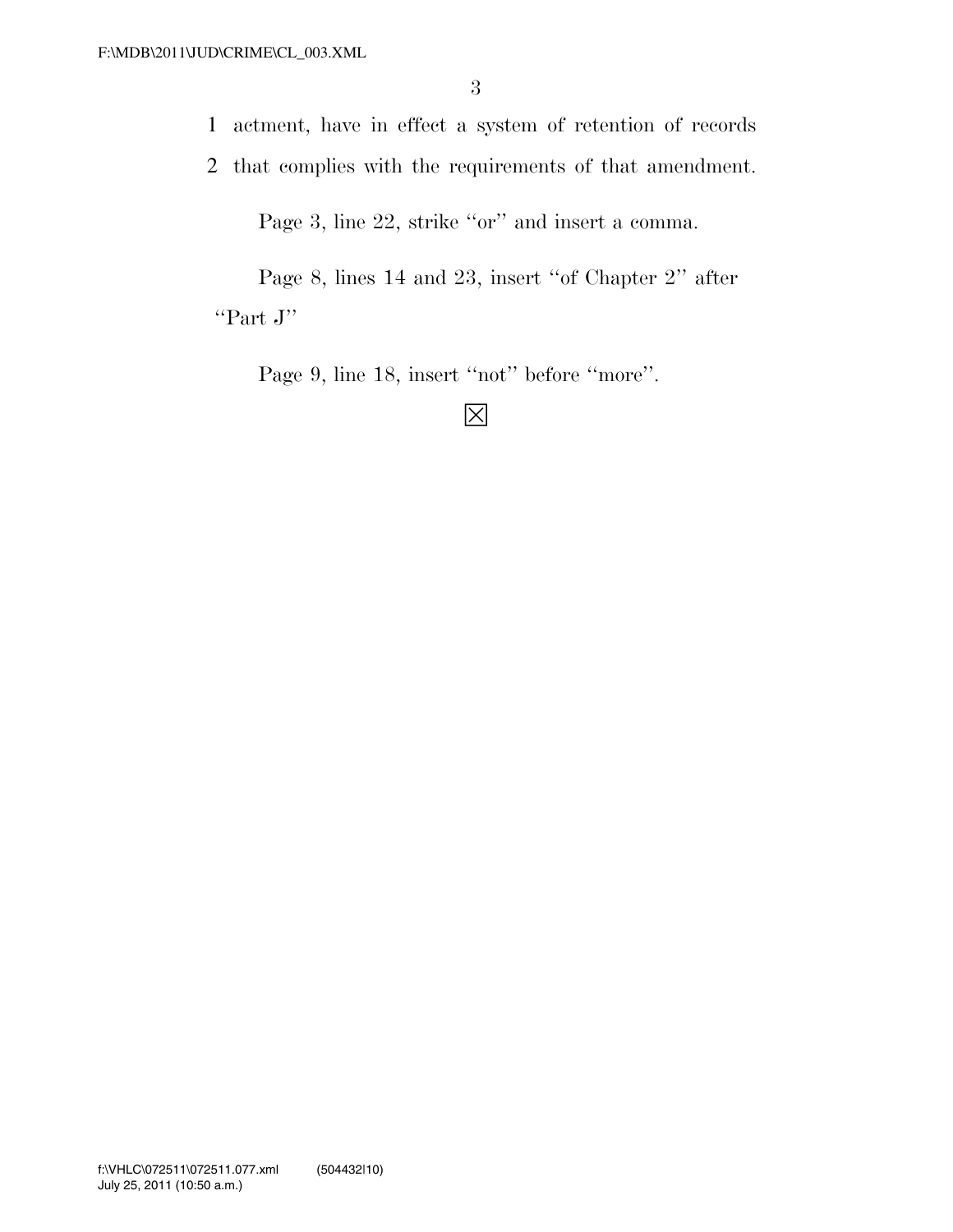1 actment, have in effect a system of retention of records
2 that complies with the requirements of that amendment.

Page 3, line 22, strike ''or'' and insert a comma.

Page 8, lines 14 and 23, insert ''of Chapter 2'' after ''Part J''

Page 9, line 18, insert ''not'' before ''more''.

☒